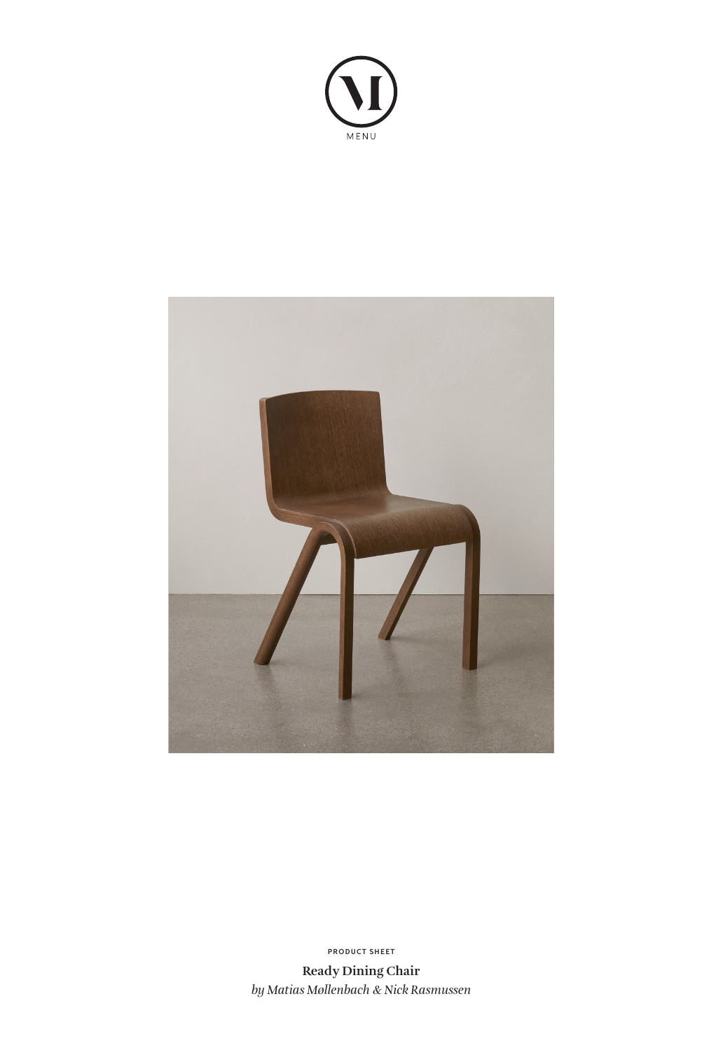MENU

PRODUCT SHEET

**Ready Dining Chair**

*by Matias Møllenbach & Nick Rasmussen*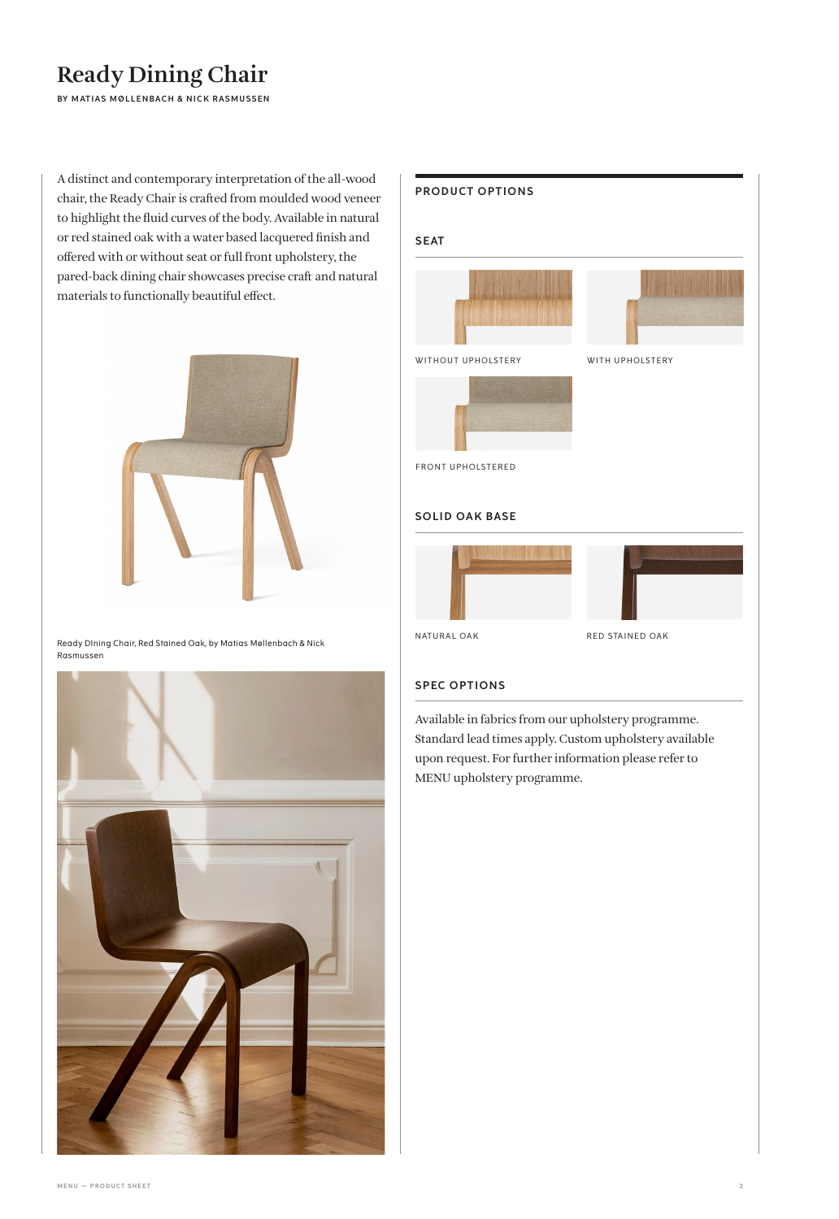# Ready Dining Chair

**BY MATIAS MØLLENBACH & NICK RASMUSSEN**

A distinct and contemporary interpretation of the all-wood chair, the Ready Chair is crafted from moulded wood veneer to highlight the fluid curves of the body. Available in natural or red stained oak with a water based lacquered finish and offered with or without seat or full front upholstery, the pared-back dining chair showcases precise craft and natural materials to functionally beautiful effect.

Ready DIning Chair, Red Stained Oak, by Matias Møllenbach & Nick Rasmussen

## PRODUCT OPTIONS

### SEAT

WITHOUT UPHOLSTERY

WITH UPHOLSTERY

FRONT UPHOLSTERED

### SOLID OAK BASE

NATURAL OAK

RED STAINED OAK

### SPEC OPTIONS

Available in fabrics from our upholstery programme. Standard lead times apply. Custom upholstery available upon request. For further information please refer to MENU upholstery programme.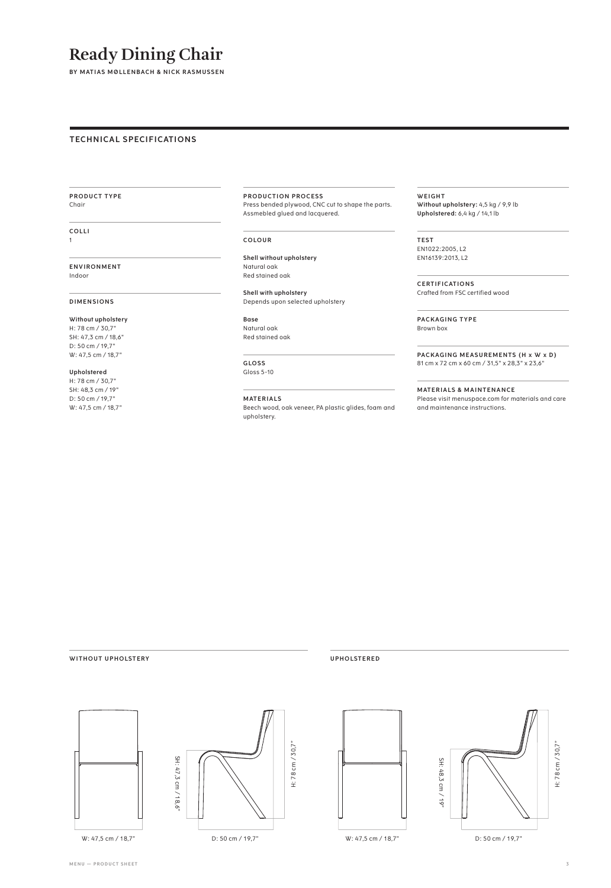# Ready Dining Chair

**BY MATIAS MØLLENBACH & NICK RASMUSSEN**

## TECHNICAL SPECIFICATIONS

**PRODUCT TYPE**
Chair

**COLLI**
1

**ENVIRONMENT**
Indoor

**DIMENSIONS**

**Without upholstery**
H: 78 cm / 30,7"
SH: 47,3 cm / 18,6"
D: 50 cm / 19,7"
W: 47,5 cm / 18,7"

**Upholstered**
H: 78 cm / 30,7"
SH: 48,3 cm / 19"
D: 50 cm / 19,7"
W: 47,5 cm / 18,7"

**PRODUCTION PROCESS**
Press bended plywood, CNC cut to shape the parts. Assmebled glued and lacquered.

**COLOUR**

**Shell without upholstery**
Natural oak
Red stained oak

**Shell with upholstery**
Depends upon selected upholstery

**Base**
Natural oak
Red stained oak

**GLOSS**
Gloss 5-10

**MATERIALS**
Beech wood, oak veneer, PA plastic glides, foam and upholstery.

**WEIGHT**
**Without upholstery:** 4,5 kg / 9,9 lb
**Upholstered:** 6,4 kg / 14,1 lb

**TEST**
EN1022:2005, L2
EN16139:2013, L2

**CERTIFICATIONS**
Crafted from FSC certified wood

**PACKAGING TYPE**
Brown box

**PACKAGING MEASUREMENTS (H x W x D)**
81 cm x 72 cm x 60 cm / 31,5" x 28,3" x 23,6"

**MATERIALS & MAINTENANCE**
Please visit menuspace.com for materials and care and maintenance instructions.

**WITHOUT UPHOLSTERY**

W: 47,5 cm / 18,7"
SH: 47,3 cm / 18,6"
H: 78 cm / 30,7"
D: 50 cm / 19,7"

**UPHOLSTERED**

W: 47,5 cm / 18,7"
SH: 48,3 cm / 19"
H: 78 cm / 30,7"
D: 50 cm / 19,7"